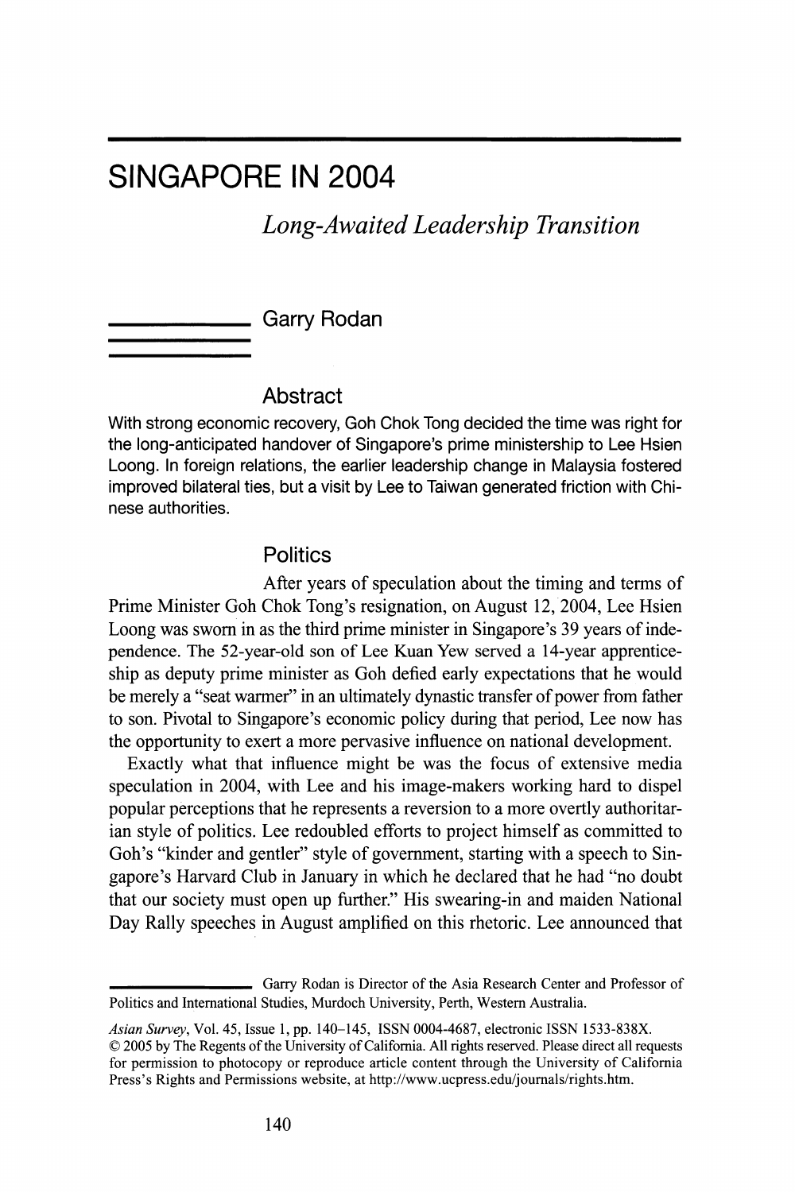# SINGAPORE IN 2004

## *Long-Awaited Leadership Transition*

Garry Rodan

### Abstract

With strong economic recovery, Goh Chok Tong decided the time was right for the long-anticipated handover of Singapore's prime ministership to Lee Hsien Loong. In foreign relations, the earlier leadership change in Malaysia fostered improved bilateral ties, but a visit by Lee to Taiwan generated friction with Chinese authorities.

### Politics

After years of speculation about the timing and terms of Prime Minister Goh Chok Tong's resignation, on August 12, 2004, Lee Hsien Loong was sworn in as the third prime minister in Singapore's 39 years of independence. The 52-year-old son of Lee Kuan Yew served a 14-year apprenticeship as deputy prime minister as Goh defied early expectations that he would be merely a "seat warmer" in an ultimately dynastic transfer of power from father to son. Pivotal to Singapore's economic policy during that period, Lee now has the opportunity to exert a more pervasive influence on national development.

Exactly what that influence might be was the focus of extensive media speculation in 2004, with Lee and his image-makers working hard to dispel popular perceptions that he represents a reversion to a more overtly authoritarian style of politics. Lee redoubled efforts to project himself as committed to Goh's "kinder and gentler" style of government, starting with a speech to Singapore's Harvard Club in January in which he declared that he had "no doubt that our society must open up further." His swearing-in and maiden National Day Rally speeches in August amplified on this rhetoric. Lee announced that

---

Garry Rodan is Director of the Asia Research Center and Professor of Politics and International Studies, Murdoch University, Perth, Western Australia.

*Asian Survey*, Vol. 45, Issue 1, pp. 140–145, ISSN 0004-4687, electronic ISSN 1533-838X. © 2005 by The Regents of the University of California. All rights reserved. Please direct all requests for permission to photocopy or reproduce article content through the University of California Press's Rights and Permissions website, at http://www.ucpress.edu/journals/rights.htm.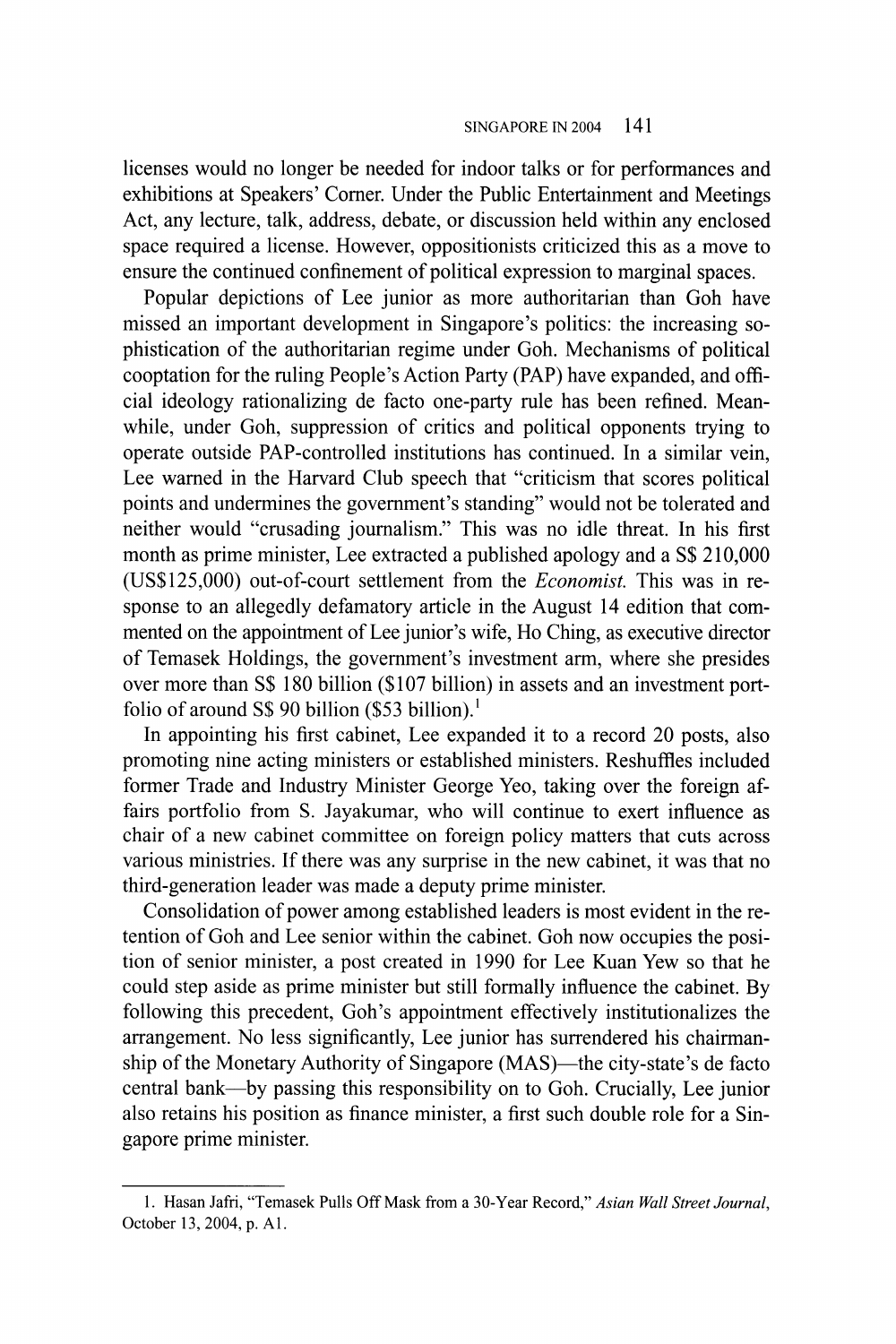licenses would no longer be needed for indoor talks or for performances and exhibitions at Speakers' Corner. Under the Public Entertainment and Meetings Act, any lecture, talk, address, debate, or discussion held within any enclosed space required a license. However, oppositionists criticized this as a move to ensure the continued confinement of political expression to marginal spaces.

Popular depictions of Lee junior as more authoritarian than Goh have missed an important development in Singapore's politics: the increasing sophistication of the authoritarian regime under Goh. Mechanisms of political cooptation for the ruling People's Action Party (PAP) have expanded, and official ideology rationalizing de facto one-party rule has been refined. Meanwhile, under Goh, suppression of critics and political opponents trying to operate outside PAP-controlled institutions has continued. In a similar vein, Lee warned in the Harvard Club speech that "criticism that scores political points and undermines the government's standing" would not be tolerated and neither would "crusading journalism." This was no idle threat. In his first month as prime minister, Lee extracted a published apology and a S$ 210,000 (US$125,000) out-of-court settlement from the *Economist.* This was in response to an allegedly defamatory article in the August 14 edition that commented on the appointment of Lee junior's wife, Ho Ching, as executive director of Temasek Holdings, the government's investment arm, where she presides over more than S$ 180 billion ($107 billion) in assets and an investment portfolio of around S$ 90 billion ($53 billion).[1]

In appointing his first cabinet, Lee expanded it to a record 20 posts, also promoting nine acting ministers or established ministers. Reshuffles included former Trade and Industry Minister George Yeo, taking over the foreign affairs portfolio from S. Jayakumar, who will continue to exert influence as chair of a new cabinet committee on foreign policy matters that cuts across various ministries. If there was any surprise in the new cabinet, it was that no third-generation leader was made a deputy prime minister.

Consolidation of power among established leaders is most evident in the retention of Goh and Lee senior within the cabinet. Goh now occupies the position of senior minister, a post created in 1990 for Lee Kuan Yew so that he could step aside as prime minister but still formally influence the cabinet. By following this precedent, Goh's appointment effectively institutionalizes the arrangement. No less significantly, Lee junior has surrendered his chairmanship of the Monetary Authority of Singapore (MAS)—the city-state's de facto central bank—by passing this responsibility on to Goh. Crucially, Lee junior also retains his position as finance minister, a first such double role for a Singapore prime minister.

---

1. Hasan Jafri, "Temasek Pulls Off Mask from a 30-Year Record," *Asian Wall Street Journal*, October 13, 2004, p. A1.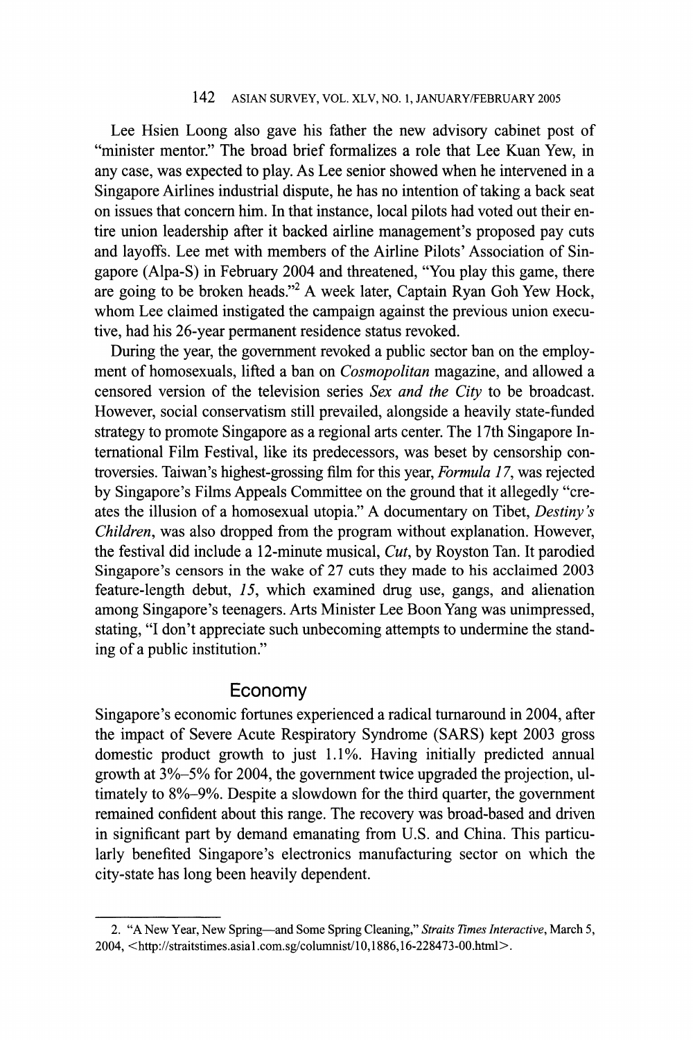Lee Hsien Loong also gave his father the new advisory cabinet post of "minister mentor." The broad brief formalizes a role that Lee Kuan Yew, in any case, was expected to play. As Lee senior showed when he intervened in a Singapore Airlines industrial dispute, he has no intention of taking a back seat on issues that concern him. In that instance, local pilots had voted out their entire union leadership after it backed airline management's proposed pay cuts and layoffs. Lee met with members of the Airline Pilots' Association of Singapore (Alpa-S) in February 2004 and threatened, "You play this game, there are going to be broken heads."[2] A week later, Captain Ryan Goh Yew Hock, whom Lee claimed instigated the campaign against the previous union executive, had his 26-year permanent residence status revoked.

During the year, the government revoked a public sector ban on the employment of homosexuals, lifted a ban on *Cosmopolitan* magazine, and allowed a censored version of the television series *Sex and the City* to be broadcast. However, social conservatism still prevailed, alongside a heavily state-funded strategy to promote Singapore as a regional arts center. The 17th Singapore International Film Festival, like its predecessors, was beset by censorship controversies. Taiwan's highest-grossing film for this year, *Formula 17*, was rejected by Singapore's Films Appeals Committee on the ground that it allegedly "creates the illusion of a homosexual utopia." A documentary on Tibet, *Destiny's Children*, was also dropped from the program without explanation. However, the festival did include a 12-minute musical, *Cut*, by Royston Tan. It parodied Singapore's censors in the wake of 27 cuts they made to his acclaimed 2003 feature-length debut, *15*, which examined drug use, gangs, and alienation among Singapore's teenagers. Arts Minister Lee Boon Yang was unimpressed, stating, "I don't appreciate such unbecoming attempts to undermine the standing of a public institution."

## Economy

Singapore's economic fortunes experienced a radical turnaround in 2004, after the impact of Severe Acute Respiratory Syndrome (SARS) kept 2003 gross domestic product growth to just 1.1%. Having initially predicted annual growth at 3%–5% for 2004, the government twice upgraded the projection, ultimately to 8%–9%. Despite a slowdown for the third quarter, the government remained confident about this range. The recovery was broad-based and driven in significant part by demand emanating from U.S. and China. This particularly benefited Singapore's electronics manufacturing sector on which the city-state has long been heavily dependent.

---

2. "A New Year, New Spring—and Some Spring Cleaning," *Straits Times Interactive*, March 5, 2004, <http://straitstimes.asia1.com.sg/columnist/10,1886,16-228473-00.html>.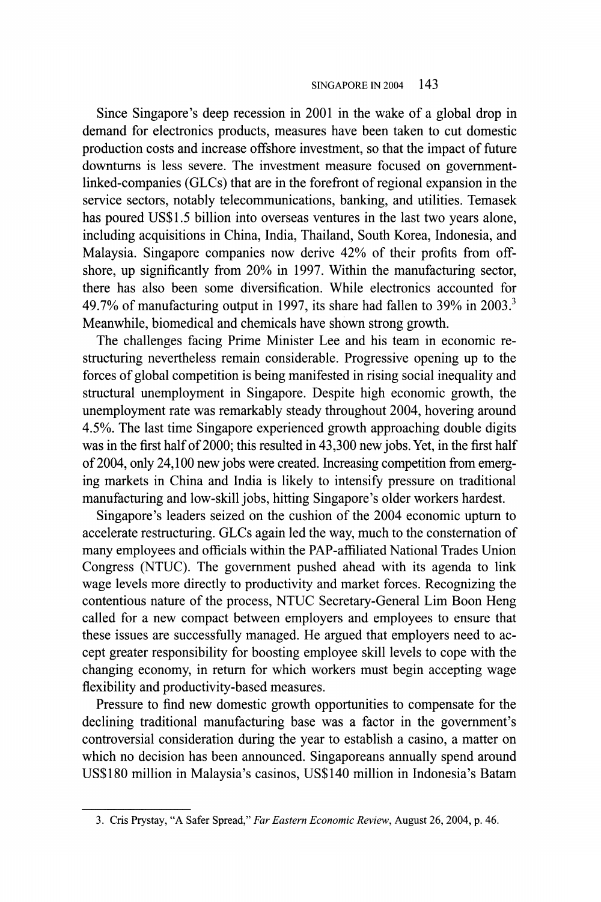Since Singapore's deep recession in 2001 in the wake of a global drop in demand for electronics products, measures have been taken to cut domestic production costs and increase offshore investment, so that the impact of future downturns is less severe. The investment measure focused on government-linked-companies (GLCs) that are in the forefront of regional expansion in the service sectors, notably telecommunications, banking, and utilities. Temasek has poured US$1.5 billion into overseas ventures in the last two years alone, including acquisitions in China, India, Thailand, South Korea, Indonesia, and Malaysia. Singapore companies now derive 42% of their profits from offshore, up significantly from 20% in 1997. Within the manufacturing sector, there has also been some diversification. While electronics accounted for 49.7% of manufacturing output in 1997, its share had fallen to 39% in 2003.[3] Meanwhile, biomedical and chemicals have shown strong growth.

The challenges facing Prime Minister Lee and his team in economic restructuring nevertheless remain considerable. Progressive opening up to the forces of global competition is being manifested in rising social inequality and structural unemployment in Singapore. Despite high economic growth, the unemployment rate was remarkably steady throughout 2004, hovering around 4.5%. The last time Singapore experienced growth approaching double digits was in the first half of 2000; this resulted in 43,300 new jobs. Yet, in the first half of 2004, only 24,100 new jobs were created. Increasing competition from emerging markets in China and India is likely to intensify pressure on traditional manufacturing and low-skill jobs, hitting Singapore's older workers hardest.

Singapore's leaders seized on the cushion of the 2004 economic upturn to accelerate restructuring. GLCs again led the way, much to the consternation of many employees and officials within the PAP-affiliated National Trades Union Congress (NTUC). The government pushed ahead with its agenda to link wage levels more directly to productivity and market forces. Recognizing the contentious nature of the process, NTUC Secretary-General Lim Boon Heng called for a new compact between employers and employees to ensure that these issues are successfully managed. He argued that employers need to accept greater responsibility for boosting employee skill levels to cope with the changing economy, in return for which workers must begin accepting wage flexibility and productivity-based measures.

Pressure to find new domestic growth opportunities to compensate for the declining traditional manufacturing base was a factor in the government's controversial consideration during the year to establish a casino, a matter on which no decision has been announced. Singaporeans annually spend around US$180 million in Malaysia's casinos, US$140 million in Indonesia's Batam

3. Cris Prystay, "A Safer Spread," *Far Eastern Economic Review*, August 26, 2004, p. 46.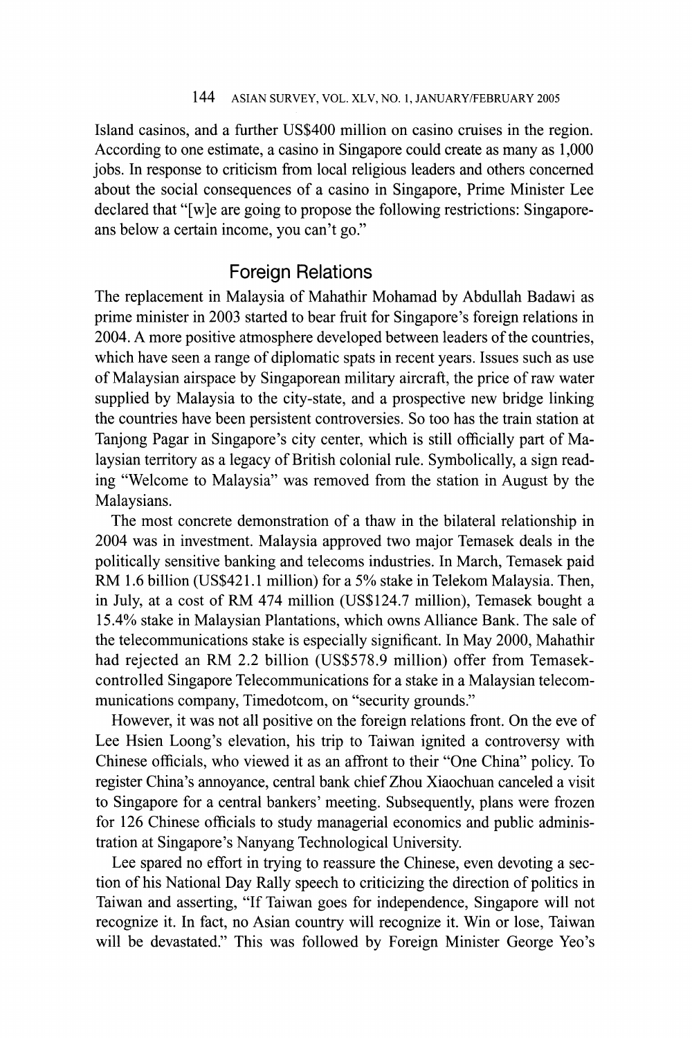Island casinos, and a further US$400 million on casino cruises in the region. According to one estimate, a casino in Singapore could create as many as 1,000 jobs. In response to criticism from local religious leaders and others concerned about the social consequences of a casino in Singapore, Prime Minister Lee declared that "[w]e are going to propose the following restrictions: Singaporeans below a certain income, you can't go."

## Foreign Relations

The replacement in Malaysia of Mahathir Mohamad by Abdullah Badawi as prime minister in 2003 started to bear fruit for Singapore's foreign relations in 2004. A more positive atmosphere developed between leaders of the countries, which have seen a range of diplomatic spats in recent years. Issues such as use of Malaysian airspace by Singaporean military aircraft, the price of raw water supplied by Malaysia to the city-state, and a prospective new bridge linking the countries have been persistent controversies. So too has the train station at Tanjong Pagar in Singapore's city center, which is still officially part of Malaysian territory as a legacy of British colonial rule. Symbolically, a sign reading "Welcome to Malaysia" was removed from the station in August by the Malaysians.

The most concrete demonstration of a thaw in the bilateral relationship in 2004 was in investment. Malaysia approved two major Temasek deals in the politically sensitive banking and telecoms industries. In March, Temasek paid RM 1.6 billion (US$421.1 million) for a 5% stake in Telekom Malaysia. Then, in July, at a cost of RM 474 million (US$124.7 million), Temasek bought a 15.4% stake in Malaysian Plantations, which owns Alliance Bank. The sale of the telecommunications stake is especially significant. In May 2000, Mahathir had rejected an RM 2.2 billion (US$578.9 million) offer from Temasek-controlled Singapore Telecommunications for a stake in a Malaysian telecommunications company, Timedotcom, on "security grounds."

However, it was not all positive on the foreign relations front. On the eve of Lee Hsien Loong's elevation, his trip to Taiwan ignited a controversy with Chinese officials, who viewed it as an affront to their "One China" policy. To register China's annoyance, central bank chief Zhou Xiaochuan canceled a visit to Singapore for a central bankers' meeting. Subsequently, plans were frozen for 126 Chinese officials to study managerial economics and public administration at Singapore's Nanyang Technological University.

Lee spared no effort in trying to reassure the Chinese, even devoting a section of his National Day Rally speech to criticizing the direction of politics in Taiwan and asserting, "If Taiwan goes for independence, Singapore will not recognize it. In fact, no Asian country will recognize it. Win or lose, Taiwan will be devastated." This was followed by Foreign Minister George Yeo's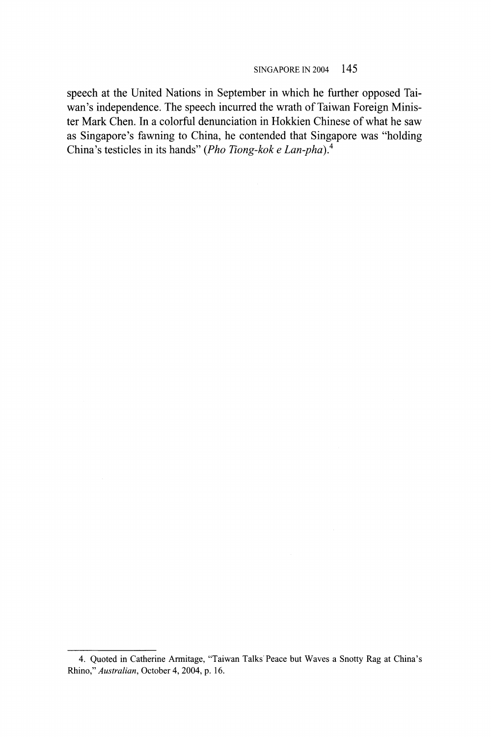speech at the United Nations in September in which he further opposed Taiwan's independence. The speech incurred the wrath of Taiwan Foreign Minister Mark Chen. In a colorful denunciation in Hokkien Chinese of what he saw as Singapore's fawning to China, he contended that Singapore was "holding China's testicles in its hands" (*Pho Tiong-kok e Lan-pha*).[4]

---

4. Quoted in Catherine Armitage, "Taiwan Talks Peace but Waves a Snotty Rag at China's Rhino," *Australian*, October 4, 2004, p. 16.